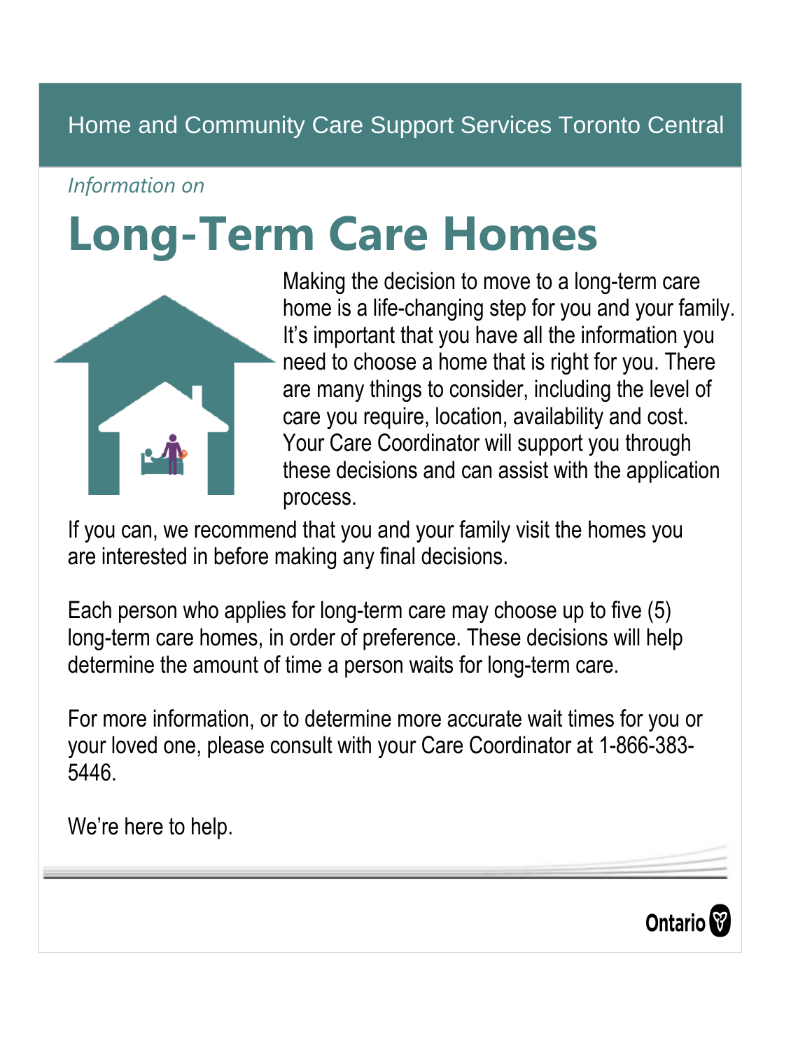Home and Community Care Support Services Toronto Central

*Information on*

# Long-Term Care Homes

Making the decision to move to a long-term care home is a life-changing step for you and your family. It's important that you have all the information you need to choose a home that is right for you. There are many things to consider, including the level of care you require, location, availability and cost. Your Care Coordinator will support you through these decisions and can assist with the application process.

If you can, we recommend that you and your family visit the homes you are interested in before making any final decisions.

Each person who applies for long-term care may choose up to five (5) long-term care homes, in order of preference. These decisions will help determine the amount of time a person waits for long-term care.

For more information, or to determine more accurate wait times for you or your loved one, please consult with your Care Coordinator at 1-866-383-5446.

We're here to help.

Ontario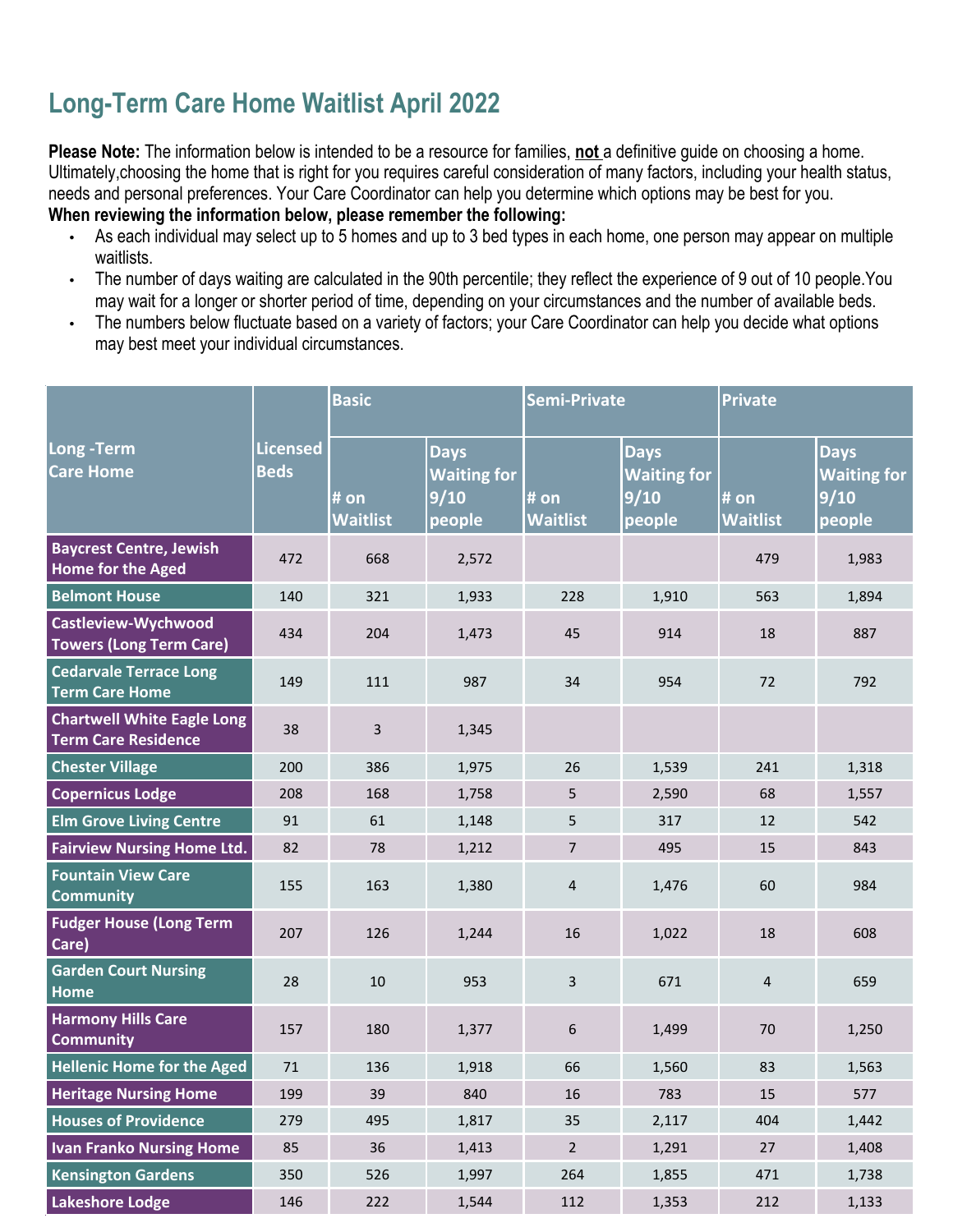# Long-Term Care Home Waitlist April 2022

**Please Note:** The information below is intended to be a resource for families, **not** a definitive guide on choosing a home. Ultimately,choosing the home that is right for you requires careful consideration of many factors, including your health status, needs and personal preferences. Your Care Coordinator can help you determine which options may be best for you.

**When reviewing the information below, please remember the following:**

- As each individual may select up to 5 homes and up to 3 bed types in each home, one person may appear on multiple waitlists.
- The number of days waiting are calculated in the 90th percentile; they reflect the experience of 9 out of 10 people.You may wait for a longer or shorter period of time, depending on your circumstances and the number of available beds.
- The numbers below fluctuate based on a variety of factors; your Care Coordinator can help you decide what options may best meet your individual circumstances.

| Long -Term Care Home | Licensed Beds | Basic | | Semi-Private | | Private | |
|---|---|---|---|---|---|---|---|
| | | # on Waitlist | Days Waiting for 9/10 people | # on Waitlist | Days Waiting for 9/10 people | # on Waitlist | Days Waiting for 9/10 people |
| Baycrest Centre, Jewish Home for the Aged | 472 | 668 | 2,572 | | | 479 | 1,983 |
| Belmont House | 140 | 321 | 1,933 | 228 | 1,910 | 563 | 1,894 |
| Castleview-Wychwood Towers (Long Term Care) | 434 | 204 | 1,473 | 45 | 914 | 18 | 887 |
| Cedarvale Terrace Long Term Care Home | 149 | 111 | 987 | 34 | 954 | 72 | 792 |
| Chartwell White Eagle Long Term Care Residence | 38 | 3 | 1,345 | | | | |
| Chester Village | 200 | 386 | 1,975 | 26 | 1,539 | 241 | 1,318 |
| Copernicus Lodge | 208 | 168 | 1,758 | 5 | 2,590 | 68 | 1,557 |
| Elm Grove Living Centre | 91 | 61 | 1,148 | 5 | 317 | 12 | 542 |
| Fairview Nursing Home Ltd. | 82 | 78 | 1,212 | 7 | 495 | 15 | 843 |
| Fountain View Care Community | 155 | 163 | 1,380 | 4 | 1,476 | 60 | 984 |
| Fudger House (Long Term Care) | 207 | 126 | 1,244 | 16 | 1,022 | 18 | 608 |
| Garden Court Nursing Home | 28 | 10 | 953 | 3 | 671 | 4 | 659 |
| Harmony Hills Care Community | 157 | 180 | 1,377 | 6 | 1,499 | 70 | 1,250 |
| Hellenic Home for the Aged | 71 | 136 | 1,918 | 66 | 1,560 | 83 | 1,563 |
| Heritage Nursing Home | 199 | 39 | 840 | 16 | 783 | 15 | 577 |
| Houses of Providence | 279 | 495 | 1,817 | 35 | 2,117 | 404 | 1,442 |
| Ivan Franko Nursing Home | 85 | 36 | 1,413 | 2 | 1,291 | 27 | 1,408 |
| Kensington Gardens | 350 | 526 | 1,997 | 264 | 1,855 | 471 | 1,738 |
| Lakeshore Lodge | 146 | 222 | 1,544 | 112 | 1,353 | 212 | 1,133 |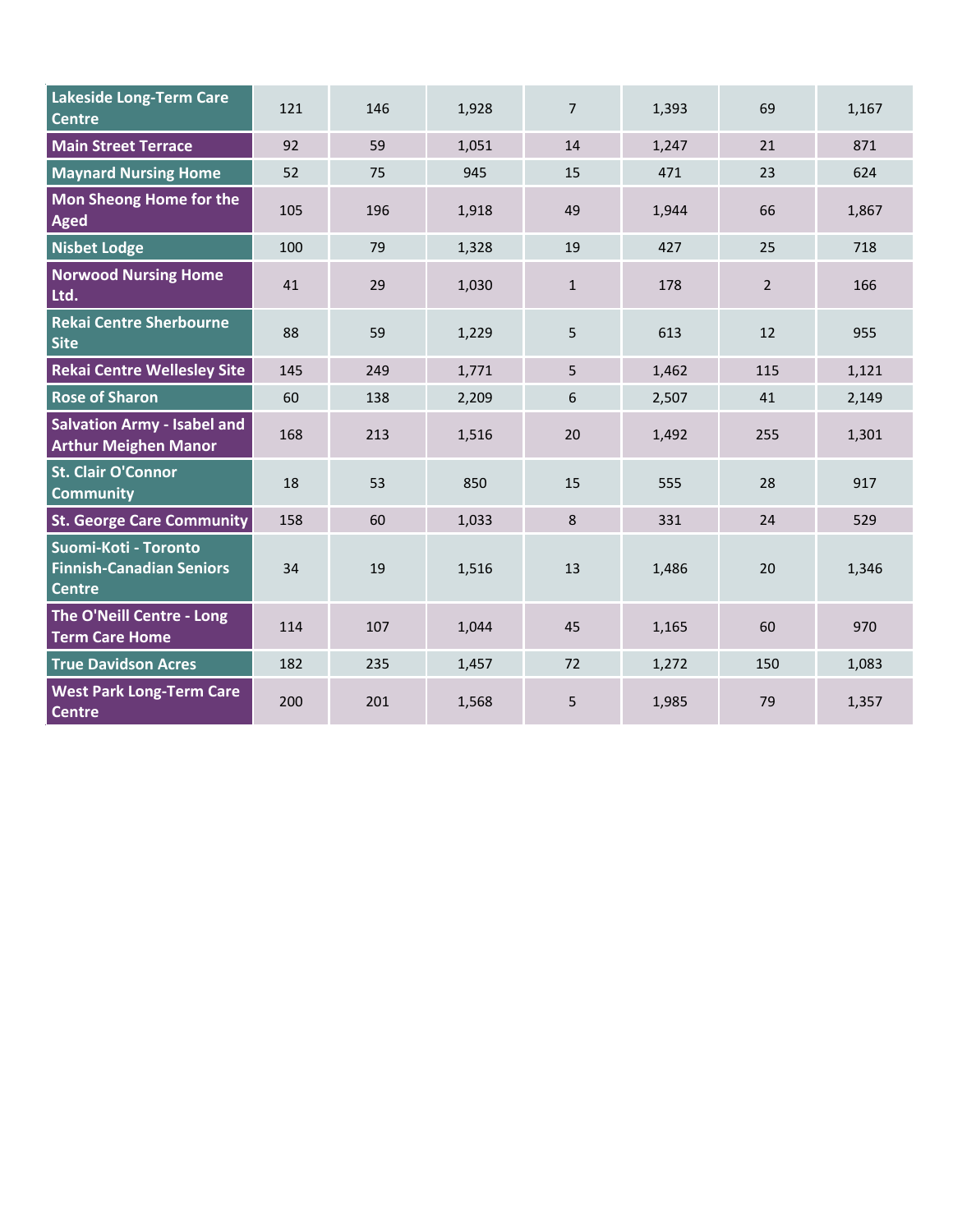| | | | | | | | |
|---|---|---|---|---|---|---|---|
| **Lakeside Long-Term Care Centre** | 121 | 146 | 1,928 | 7 | 1,393 | 69 | 1,167 |
| **Main Street Terrace** | 92 | 59 | 1,051 | 14 | 1,247 | 21 | 871 |
| **Maynard Nursing Home** | 52 | 75 | 945 | 15 | 471 | 23 | 624 |
| **Mon Sheong Home for the Aged** | 105 | 196 | 1,918 | 49 | 1,944 | 66 | 1,867 |
| **Nisbet Lodge** | 100 | 79 | 1,328 | 19 | 427 | 25 | 718 |
| **Norwood Nursing Home Ltd.** | 41 | 29 | 1,030 | 1 | 178 | 2 | 166 |
| **Rekai Centre Sherbourne Site** | 88 | 59 | 1,229 | 5 | 613 | 12 | 955 |
| **Rekai Centre Wellesley Site** | 145 | 249 | 1,771 | 5 | 1,462 | 115 | 1,121 |
| **Rose of Sharon** | 60 | 138 | 2,209 | 6 | 2,507 | 41 | 2,149 |
| **Salvation Army - Isabel and Arthur Meighen Manor** | 168 | 213 | 1,516 | 20 | 1,492 | 255 | 1,301 |
| **St. Clair O'Connor Community** | 18 | 53 | 850 | 15 | 555 | 28 | 917 |
| **St. George Care Community** | 158 | 60 | 1,033 | 8 | 331 | 24 | 529 |
| **Suomi-Koti - Toronto Finnish-Canadian Seniors Centre** | 34 | 19 | 1,516 | 13 | 1,486 | 20 | 1,346 |
| **The O'Neill Centre - Long Term Care Home** | 114 | 107 | 1,044 | 45 | 1,165 | 60 | 970 |
| **True Davidson Acres** | 182 | 235 | 1,457 | 72 | 1,272 | 150 | 1,083 |
| **West Park Long-Term Care Centre** | 200 | 201 | 1,568 | 5 | 1,985 | 79 | 1,357 |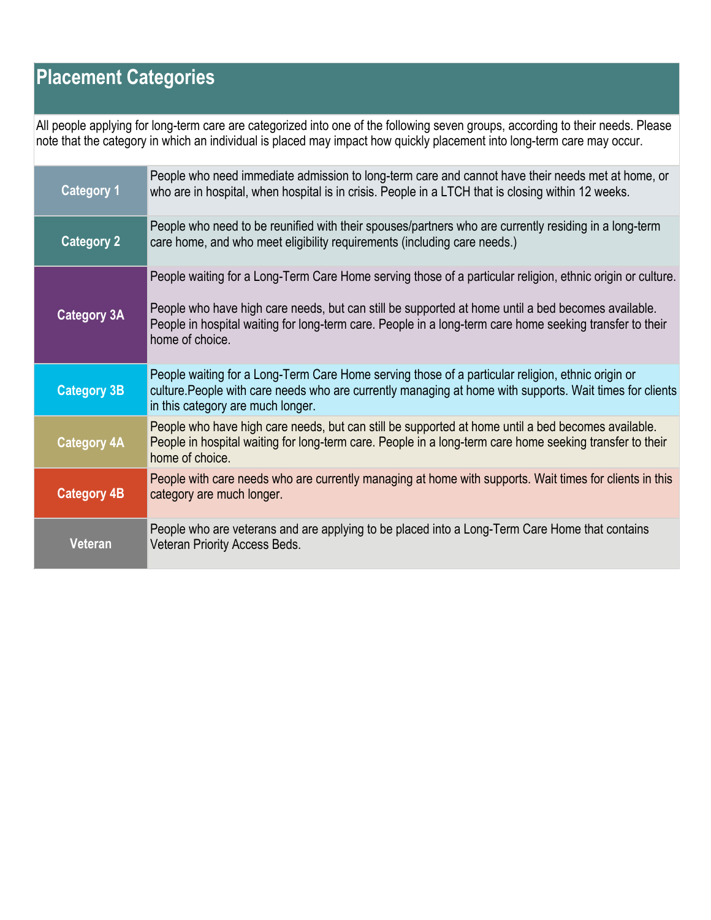## Placement Categories

All people applying for long-term care are categorized into one of the following seven groups, according to their needs. Please note that the category in which an individual is placed may impact how quickly placement into long-term care may occur.

| | |
|---|---|
| **Category 1** | People who need immediate admission to long-term care and cannot have their needs met at home, or who are in hospital, when hospital is in crisis. People in a LTCH that is closing within 12 weeks. |
| **Category 2** | People who need to be reunified with their spouses/partners who are currently residing in a long-term care home, and who meet eligibility requirements (including care needs.) |
| **Category 3A** | People waiting for a Long-Term Care Home serving those of a particular religion, ethnic origin or culture.<br><br>People who have high care needs, but can still be supported at home until a bed becomes available. People in hospital waiting for long-term care. People in a long-term care home seeking transfer to their home of choice. |
| **Category 3B** | People waiting for a Long-Term Care Home serving those of a particular religion, ethnic origin or culture.People with care needs who are currently managing at home with supports. Wait times for clients in this category are much longer. |
| **Category 4A** | People who have high care needs, but can still be supported at home until a bed becomes available. People in hospital waiting for long-term care. People in a long-term care home seeking transfer to their home of choice. |
| **Category 4B** | People with care needs who are currently managing at home with supports. Wait times for clients in this category are much longer. |
| **Veteran** | People who are veterans and are applying to be placed into a Long-Term Care Home that contains Veteran Priority Access Beds. |